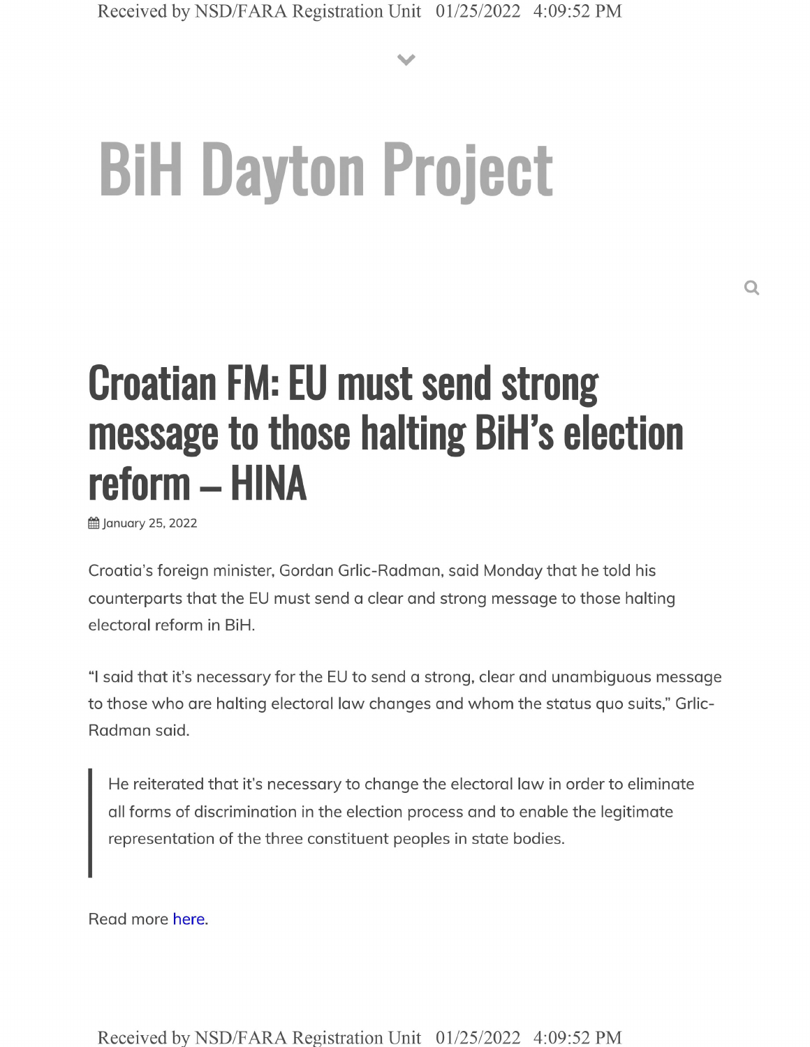# BiH Dayton Project

## Croatian FM: EU must send strong message to those halting BiH's election reform – HINA

January 25, 2022

Croatia's foreign minister, Gordan Grlic-Radman, said Monday that he told his counterparts that the EU must send a clear and strong message to those halting electoral reform in BiH.

"I said that it's necessary for the EU to send a strong, clear and unambiguous message to those who are halting electoral law changes and whom the status quo suits," Grlic-Radman said.

> He reiterated that it's necessary to change the electoral law in order to eliminate all forms of discrimination in the election process and to enable the legitimate representation of the three constituent peoples in state bodies.

Read more here.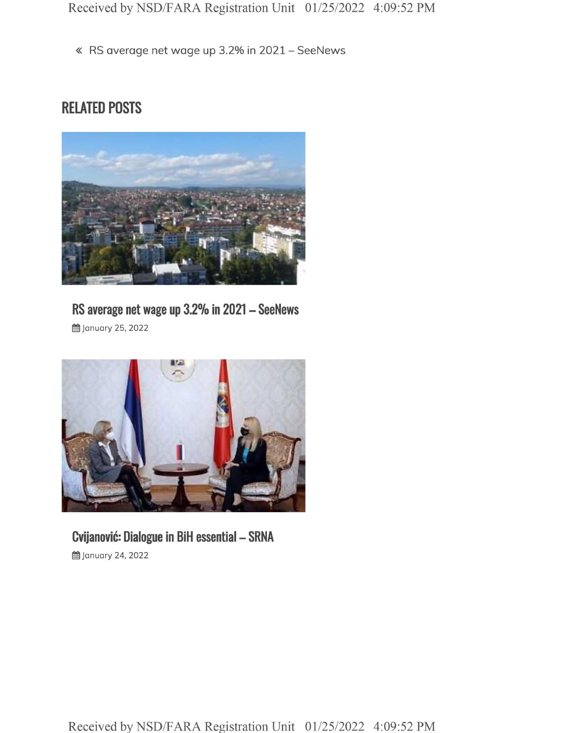« RS average net wage up 3.2% in 2021 – SeeNews

## RELATED POSTS

### RS average net wage up 3.2% in 2021 – SeeNews

January 25, 2022

### Cvijanović: Dialogue in BiH essential – SRNA

January 24, 2022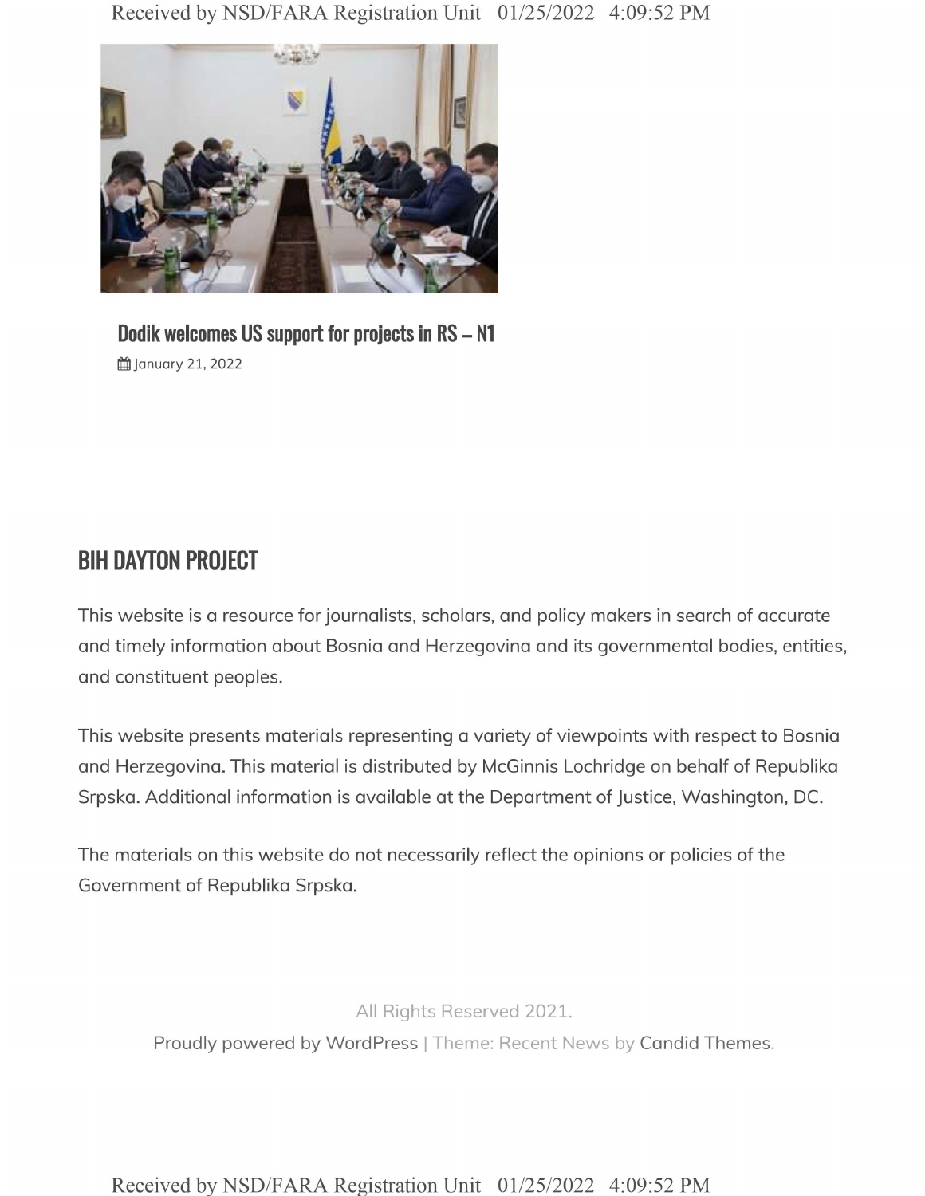### Dodik welcomes US support for projects in RS – N1

January 21, 2022

## BIH DAYTON PROJECT

This website is a resource for journalists, scholars, and policy makers in search of accurate and timely information about Bosnia and Herzegovina and its governmental bodies, entities, and constituent peoples.

This website presents materials representing a variety of viewpoints with respect to Bosnia and Herzegovina. This material is distributed by McGinnis Lochridge on behalf of Republika Srpska. Additional information is available at the Department of Justice, Washington, DC.

The materials on this website do not necessarily reflect the opinions or policies of the Government of Republika Srpska.

All Rights Reserved 2021.

Proudly powered by WordPress | Theme: Recent News by Candid Themes.